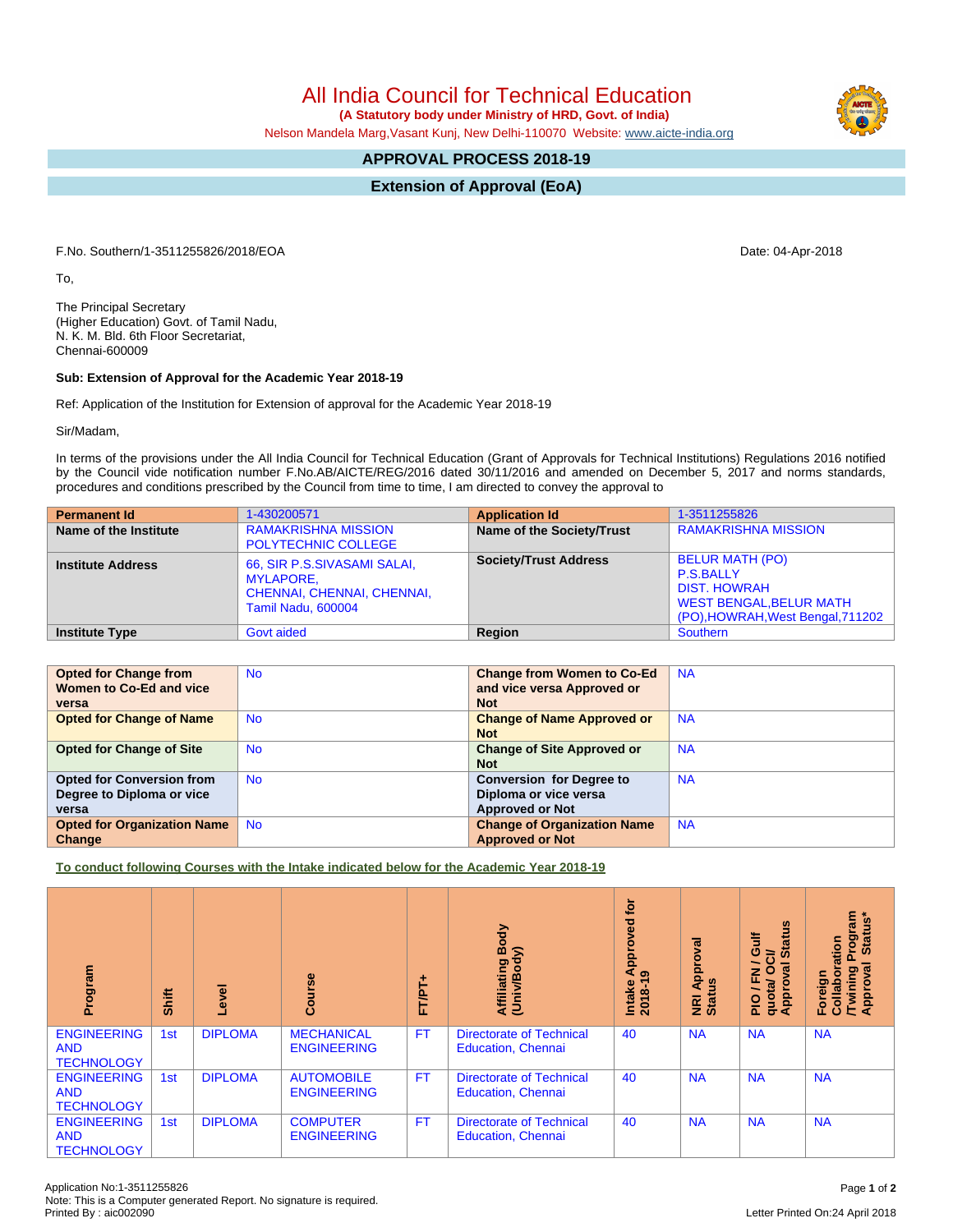# All India Council for Technical Education

**(A Statutory body under Ministry of HRD, Govt. of India)**

Nelson Mandela Marg,Vasant Kunj, New Delhi-110070 Website: www.aicte-india.org

## APPROVAL PROCESS 2018-19

## Extension of Approval (EoA)

F.No. Southern/1-3511255826/2018/EOA

Date: 04-Apr-2018

To,

The Principal Secretary
(Higher Education) Govt. of Tamil Nadu,
N. K. M. Bld. 6th Floor Secretariat,
Chennai-600009

**Sub: Extension of Approval for the Academic Year 2018-19**

Ref: Application of the Institution for Extension of approval for the Academic Year 2018-19

Sir/Madam,

In terms of the provisions under the All India Council for Technical Education (Grant of Approvals for Technical Institutions) Regulations 2016 notified by the Council vide notification number F.No.AB/AICTE/REG/2016 dated 30/11/2016 and amended on December 5, 2017 and norms standards, procedures and conditions prescribed by the Council from time to time, I am directed to convey the approval to

| **Permanent Id** | 1-430200571 | **Application Id** | 1-3511255826 |
|---|---|---|---|
| **Name of the Institute** | RAMAKRISHNA MISSION POLYTECHNIC COLLEGE | **Name of the Society/Trust** | RAMAKRISHNA MISSION |
| **Institute Address** | 66, SIR P.S.SIVASAMI SALAI, MYLAPORE, CHENNAI, CHENNAI, CHENNAI, Tamil Nadu, 600004 | **Society/Trust Address** | BELUR MATH (PO) P.S.BALLY DIST. HOWRAH WEST BENGAL,BELUR MATH (PO),HOWRAH,West Bengal,711202 |
| **Institute Type** | Govt aided | **Region** | Southern |

| **Opted for Change from Women to Co-Ed and vice versa** | No | **Change from Women to Co-Ed and vice versa Approved or Not** | NA |
|---|---|---|---|
| **Opted for Change of Name** | No | **Change of Name Approved or Not** | NA |
| **Opted for Change of Site** | No | **Change of Site Approved or Not** | NA |
| **Opted for Conversion from Degree to Diploma or vice versa** | No | **Conversion for Degree to Diploma or vice versa Approved or Not** | NA |
| **Opted for Organization Name Change** | No | **Change of Organization Name Approved or Not** | NA |

**To conduct following Courses with the Intake indicated below for the Academic Year 2018-19**

| Program | Shift | Level | Course | FT/PT+ | Affiliating Body (Univ/Body) | Intake Approved for 2018-19 | NRI Approval Status | PIO / FN / Gulf quota/ OCI/ Approval Status | Foreign Collaboration /Twining Program Approval Status* |
|---|---|---|---|---|---|---|---|---|---|
| ENGINEERING AND TECHNOLOGY | 1st | DIPLOMA | MECHANICAL ENGINEERING | FT | Directorate of Technical Education, Chennai | 40 | NA | NA | NA |
| ENGINEERING AND TECHNOLOGY | 1st | DIPLOMA | AUTOMOBILE ENGINEERING | FT | Directorate of Technical Education, Chennai | 40 | NA | NA | NA |
| ENGINEERING AND TECHNOLOGY | 1st | DIPLOMA | COMPUTER ENGINEERING | FT | Directorate of Technical Education, Chennai | 40 | NA | NA | NA |

Application No:1-3511255826
Note: This is a Computer generated Report. No signature is required.
Printed By : aic002090

Letter Printed On:24 April 2018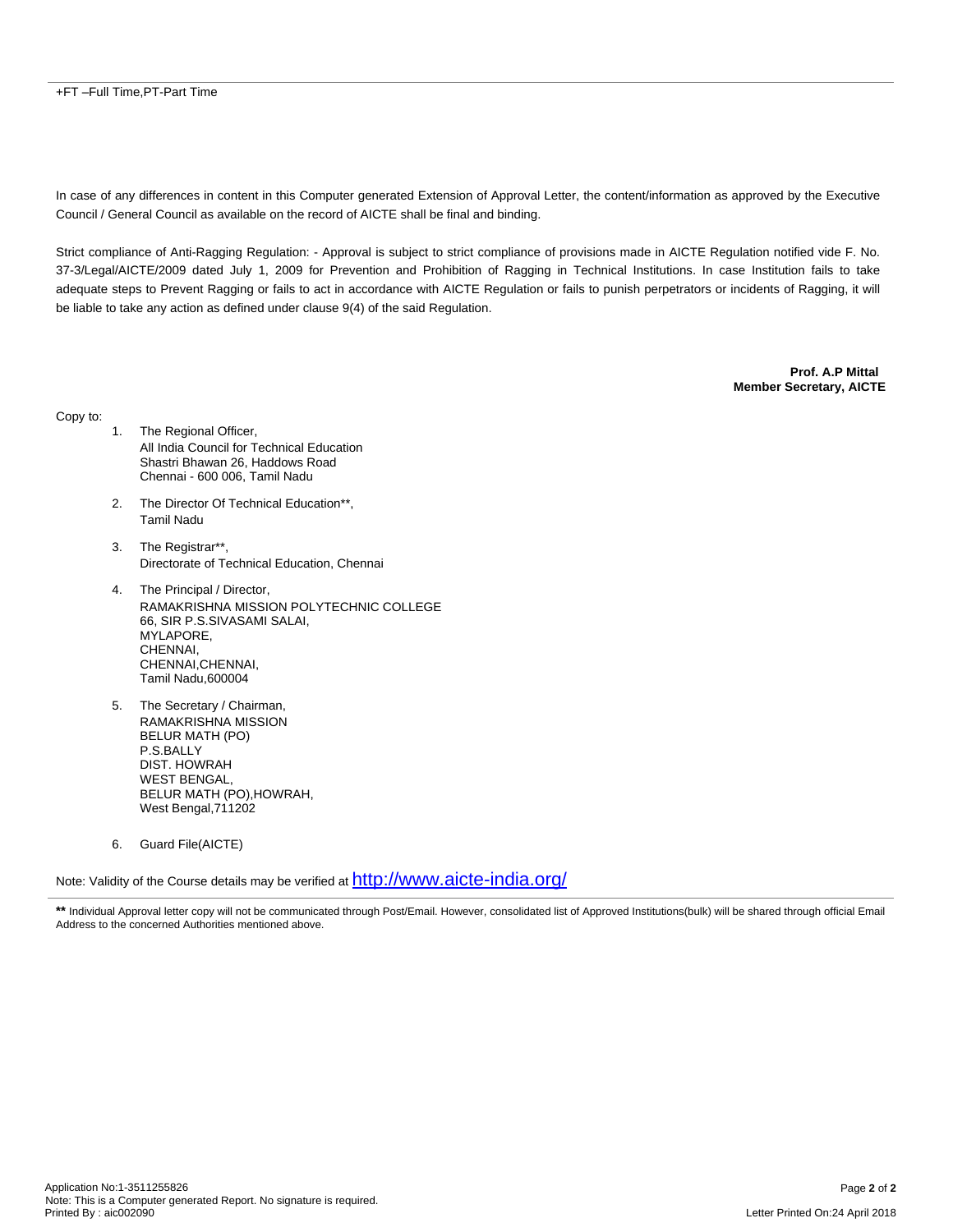+FT –Full Time,PT-Part Time

In case of any differences in content in this Computer generated Extension of Approval Letter, the content/information as approved by the Executive Council / General Council as available on the record of AICTE shall be final and binding.

Strict compliance of Anti-Ragging Regulation: - Approval is subject to strict compliance of provisions made in AICTE Regulation notified vide F. No. 37-3/Legal/AICTE/2009 dated July 1, 2009 for Prevention and Prohibition of Ragging in Technical Institutions. In case Institution fails to take adequate steps to Prevent Ragging or fails to act in accordance with AICTE Regulation or fails to punish perpetrators or incidents of Ragging, it will be liable to take any action as defined under clause 9(4) of the said Regulation.

**Prof. A.P Mittal**
**Member Secretary, AICTE**

Copy to:

1. The Regional Officer,
   All India Council for Technical Education
   Shastri Bhawan 26, Haddows Road
   Chennai - 600 006, Tamil Nadu

2. The Director Of Technical Education**,
   Tamil Nadu

3. The Registrar**,
   Directorate of Technical Education, Chennai

4. The Principal / Director,
   RAMAKRISHNA MISSION POLYTECHNIC COLLEGE
   66, SIR P.S.SIVASAMI SALAI,
   MYLAPORE,
   CHENNAI,
   CHENNAI,CHENNAI,
   Tamil Nadu,600004

5. The Secretary / Chairman,
   RAMAKRISHNA MISSION
   BELUR MATH (PO)
   P.S.BALLY
   DIST. HOWRAH
   WEST BENGAL,
   BELUR MATH (PO),HOWRAH,
   West Bengal,711202

6. Guard File(AICTE)

Note: Validity of the Course details may be verified at http://www.aicte-india.org/

** Individual Approval letter copy will not be communicated through Post/Email. However, consolidated list of Approved Institutions(bulk) will be shared through official Email Address to the concerned Authorities mentioned above.

Application No:1-3511255826
Note: This is a Computer generated Report. No signature is required.
Printed By : aic002090

Letter Printed On:24 April 2018